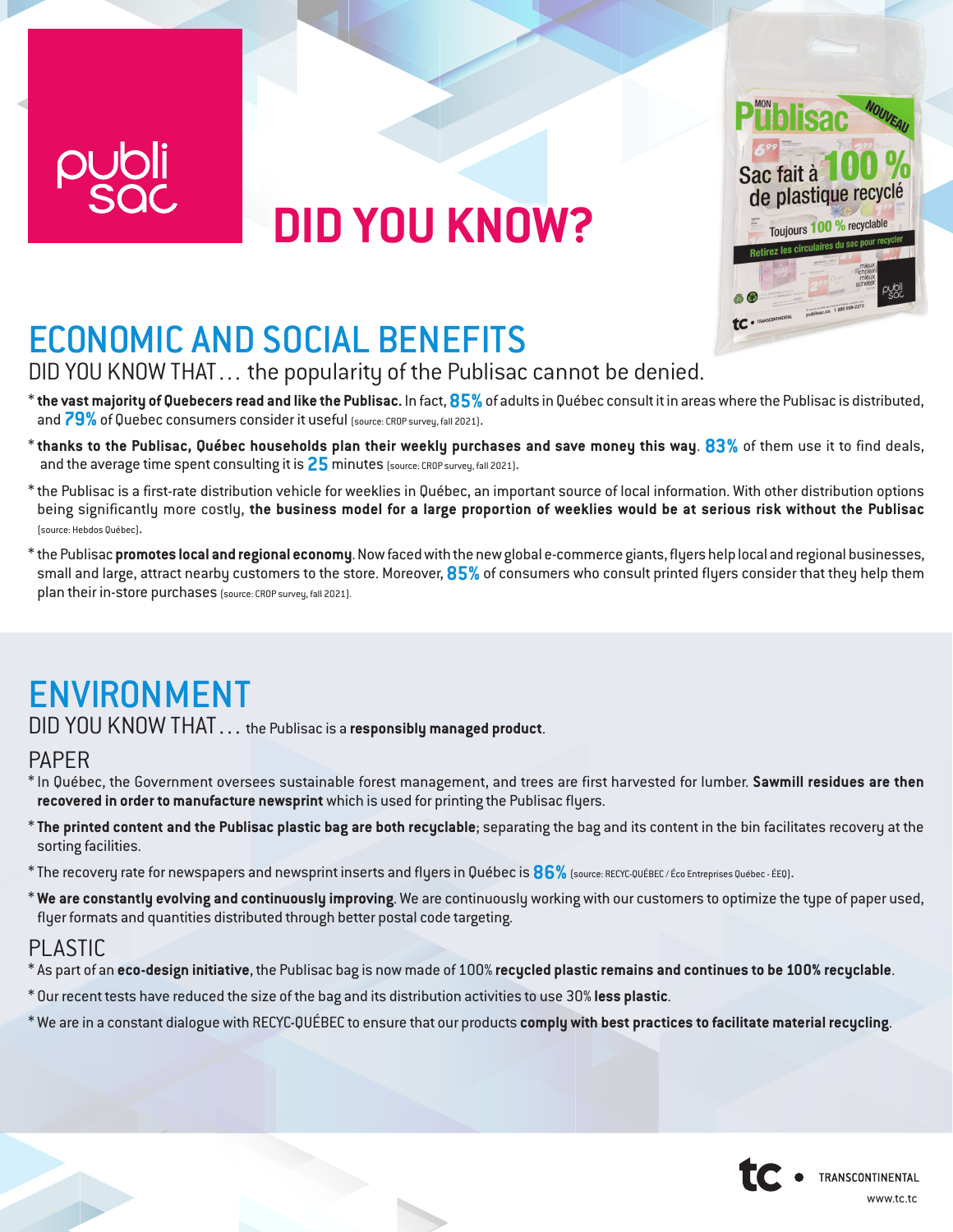publi sac

# DID YOU KNOW?

## ECONOMIC AND SOCIAL BENEFITS

DID YOU KNOW THAT… the popularity of the Publisac cannot be denied.

* **the vast majority of Quebecers read and like the Publisac.** In fact, **85%** of adults in Québec consult it in areas where the Publisac is distributed, and **79%** of Quebec consumers consider it useful (source: CROP survey, fall 2021).
* **thanks to the Publisac, Québec households plan their weekly purchases and save money this way**. **83%** of them use it to find deals, and the average time spent consulting it is **25** minutes (source: CROP survey, fall 2021).
* the Publisac is a first-rate distribution vehicle for weeklies in Québec, an important source of local information. With other distribution options being significantly more costly, **the business model for a large proportion of weeklies would be at serious risk without the Publisac** (source: Hebdos Québec).
* the Publisac **promotes local and regional economy**. Now faced with the new global e-commerce giants, flyers help local and regional businesses, small and large, attract nearby customers to the store. Moreover, **85%** of consumers who consult printed flyers consider that they help them plan their in-store purchases (source: CROP survey, fall 2021).

## ENVIRONMENT

DID YOU KNOW THAT… the Publisac is a **responsibly managed product**.

### PAPER

* In Québec, the Government oversees sustainable forest management, and trees are first harvested for lumber. **Sawmill residues are then recovered in order to manufacture newsprint** which is used for printing the Publisac flyers.
* **The printed content and the Publisac plastic bag are both recyclable**; separating the bag and its content in the bin facilitates recovery at the sorting facilities.
* The recovery rate for newspapers and newsprint inserts and flyers in Québec is **86%** (source: RECYC-QUÉBEC / Éco Entreprises Québec - ÉEQ).
* **We are constantly evolving and continuously improving**. We are continuously working with our customers to optimize the type of paper used, flyer formats and quantities distributed through better postal code targeting.

### PLASTIC

* As part of an **eco-design initiative**, the Publisac bag is now made of 100% **recycled plastic remains and continues to be 100% recyclable**.
* Our recent tests have reduced the size of the bag and its distribution activities to use 30% **less plastic**.
* We are in a constant dialogue with RECYC-QUÉBEC to ensure that our products **comply with best practices to facilitate material recycling**.

TC TRANSCONTINENTAL
www.tc.tc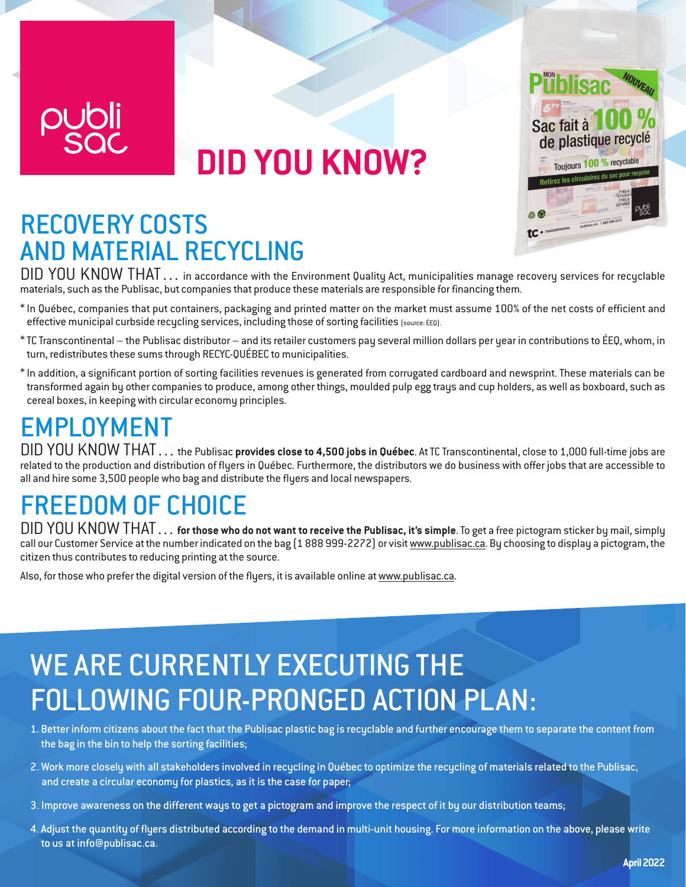publi sac

# DID YOU KNOW?

## RECOVERY COSTS AND MATERIAL RECYCLING

DID YOU KNOW THAT… in accordance with the Environment Quality Act, municipalities manage recovery services for recyclable materials, such as the Publisac, but companies that produce these materials are responsible for financing them.

* In Québec, companies that put containers, packaging and printed matter on the market must assume 100% of the net costs of efficient and effective municipal curbside recycling services, including those of sorting facilities (source: ÉEQ).
* TC Transcontinental – the Publisac distributor – and its retailer customers pay several million dollars per year in contributions to ÉEQ, whom, in turn, redistributes these sums through RECYC-QUÉBEC to municipalities.
* In addition, a significant portion of sorting facilities revenues is generated from corrugated cardboard and newsprint. These materials can be transformed again by other companies to produce, among other things, moulded pulp egg trays and cup holders, as well as boxboard, such as cereal boxes, in keeping with circular economy principles.

## EMPLOYMENT

DID YOU KNOW THAT… the Publisac **provides close to 4,500 jobs in Québec**. At TC Transcontinental, close to 1,000 full-time jobs are related to the production and distribution of flyers in Québec. Furthermore, the distributors we do business with offer jobs that are accessible to all and hire some 3,500 people who bag and distribute the flyers and local newspapers.

## FREEDOM OF CHOICE

DID YOU KNOW THAT… **for those who do not want to receive the Publisac, it's simple**. To get a free pictogram sticker by mail, simply call our Customer Service at the number indicated on the bag (1 888 999-2272) or visit www.publisac.ca. By choosing to display a pictogram, the citizen thus contributes to reducing printing at the source.

Also, for those who prefer the digital version of the flyers, it is available online at www.publisac.ca.

## WE ARE CURRENTLY EXECUTING THE FOLLOWING FOUR-PRONGED ACTION PLAN:

1. Better inform citizens about the fact that the Publisac plastic bag is recyclable and further encourage them to separate the content from the bag in the bin to help the sorting facilities;
2. Work more closely with all stakeholders involved in recycling in Québec to optimize the recycling of materials related to the Publisac, and create a circular economy for plastics, as it is the case for paper;
3. Improve awareness on the different ways to get a pictogram and improve the respect of it by our distribution teams;
4. Adjust the quantity of flyers distributed according to the demand in multi-unit housing. For more information on the above, please write to us at info@publisac.ca.

April 2022